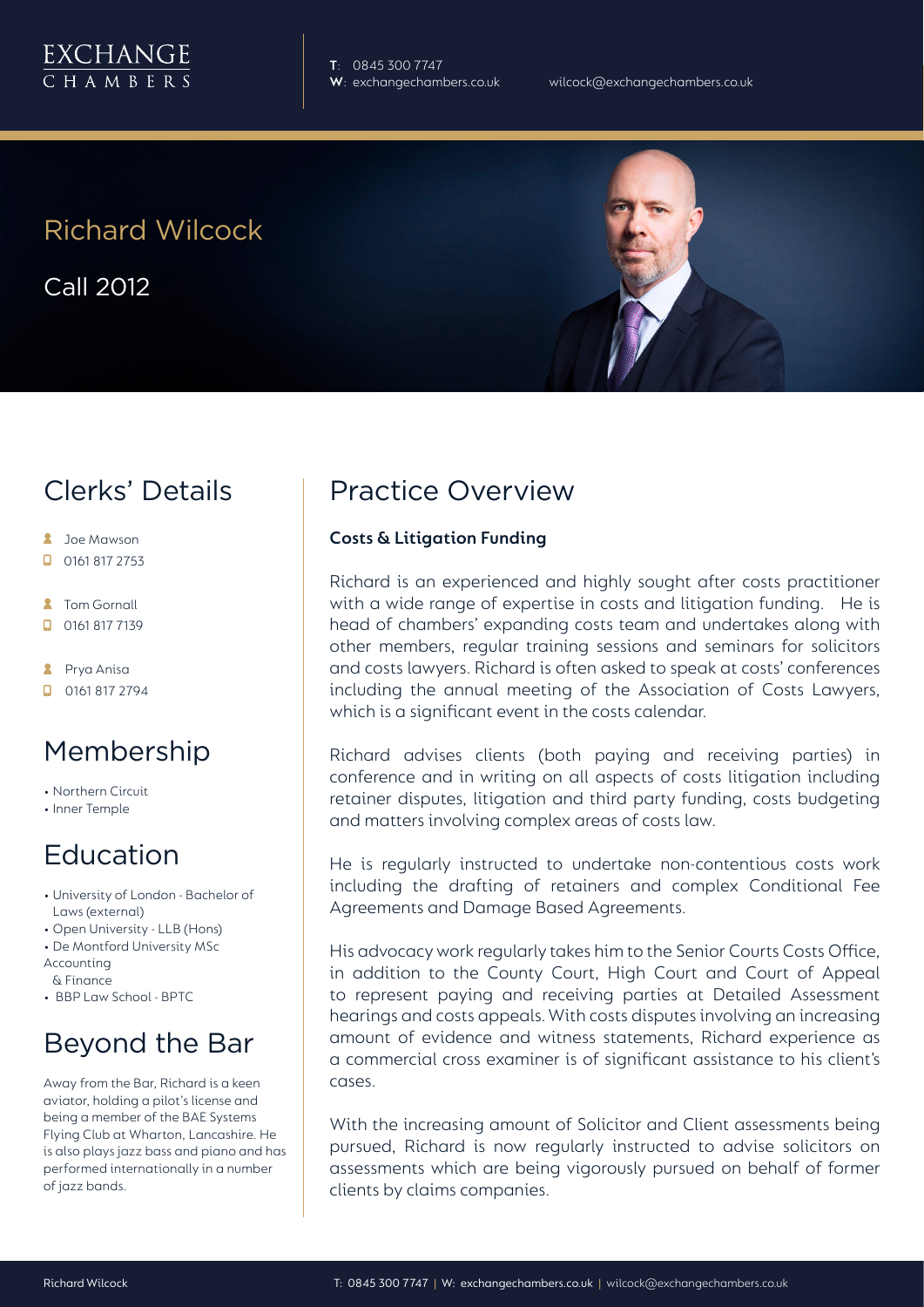EXCHANGE CHAMBERS

**T**: 0845 300 7747
**W**: exchangechambers.co.uk
wilcock@exchangechambers.co.uk

# Richard Wilcock

Call 2012

## Clerks' Details

- Joe Mawson
- 0161 817 2753
- Tom Gornall
- 0161 817 7139
- Prya Anisa
- 0161 817 2794

## Membership

- Northern Circuit
- Inner Temple

## Education

- University of London - Bachelor of Laws (external)
- Open University - LLB (Hons)
- De Montford University MSc Accounting & Finance
- BBP Law School - BPTC

## Beyond the Bar

Away from the Bar, Richard is a keen aviator, holding a pilot's license and being a member of the BAE Systems Flying Club at Wharton, Lancashire. He is also plays jazz bass and piano and has performed internationally in a number of jazz bands.

## Practice Overview

**Costs & Litigation Funding**

Richard is an experienced and highly sought after costs practitioner with a wide range of expertise in costs and litigation funding. He is head of chambers' expanding costs team and undertakes along with other members, regular training sessions and seminars for solicitors and costs lawyers. Richard is often asked to speak at costs' conferences including the annual meeting of the Association of Costs Lawyers, which is a significant event in the costs calendar.

Richard advises clients (both paying and receiving parties) in conference and in writing on all aspects of costs litigation including retainer disputes, litigation and third party funding, costs budgeting and matters involving complex areas of costs law.

He is regularly instructed to undertake non-contentious costs work including the drafting of retainers and complex Conditional Fee Agreements and Damage Based Agreements.

His advocacy work regularly takes him to the Senior Courts Costs Office, in addition to the County Court, High Court and Court of Appeal to represent paying and receiving parties at Detailed Assessment hearings and costs appeals. With costs disputes involving an increasing amount of evidence and witness statements, Richard experience as a commercial cross examiner is of significant assistance to his client's cases.

With the increasing amount of Solicitor and Client assessments being pursued, Richard is now regularly instructed to advise solicitors on assessments which are being vigorously pursued on behalf of former clients by claims companies.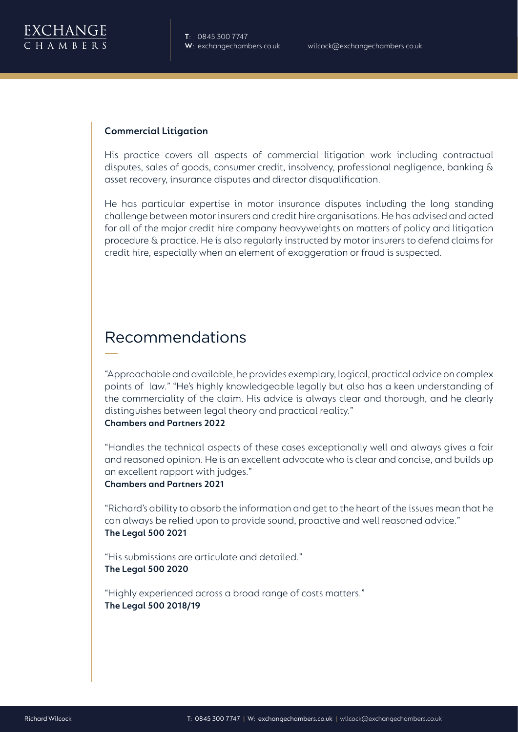### Commercial Litigation

His practice covers all aspects of commercial litigation work including contractual disputes, sales of goods, consumer credit, insolvency, professional negligence, banking & asset recovery, insurance disputes and director disqualification.

He has particular expertise in motor insurance disputes including the long standing challenge between motor insurers and credit hire organisations. He has advised and acted for all of the major credit hire company heavyweights on matters of policy and litigation procedure & practice. He is also regularly instructed by motor insurers to defend claims for credit hire, especially when an element of exaggeration or fraud is suspected.

## Recommendations

"Approachable and available, he provides exemplary, logical, practical advice on complex points of law." "He's highly knowledgeable legally but also has a keen understanding of the commerciality of the claim. His advice is always clear and thorough, and he clearly distinguishes between legal theory and practical reality."
**Chambers and Partners 2022**

"Handles the technical aspects of these cases exceptionally well and always gives a fair and reasoned opinion. He is an excellent advocate who is clear and concise, and builds up an excellent rapport with judges."
**Chambers and Partners 2021**

"Richard's ability to absorb the information and get to the heart of the issues mean that he can always be relied upon to provide sound, proactive and well reasoned advice."
**The Legal 500 2021**

"His submissions are articulate and detailed."
**The Legal 500 2020**

"Highly experienced across a broad range of costs matters."
**The Legal 500 2018/19**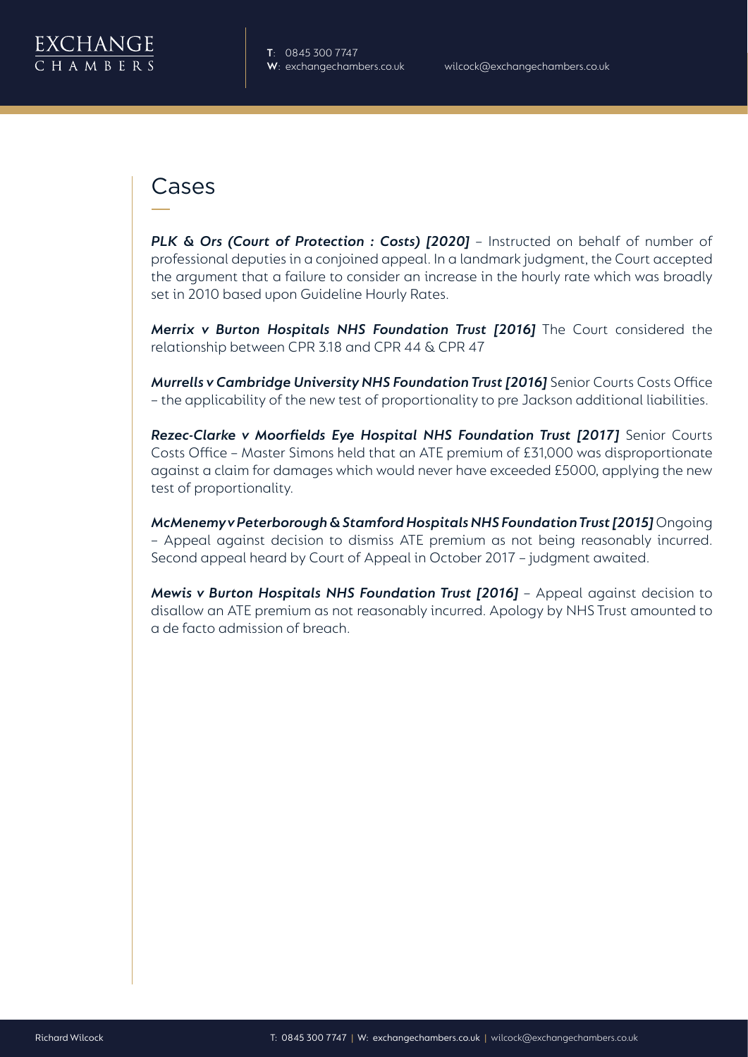## Cases

***PLK & Ors (Court of Protection : Costs) [2020]*** – Instructed on behalf of number of professional deputies in a conjoined appeal. In a landmark judgment, the Court accepted the argument that a failure to consider an increase in the hourly rate which was broadly set in 2010 based upon Guideline Hourly Rates.

***Merrix v Burton Hospitals NHS Foundation Trust [2016]*** The Court considered the relationship between CPR 3.18 and CPR 44 & CPR 47

***Murrells v Cambridge University NHS Foundation Trust [2016]*** Senior Courts Costs Office – the applicability of the new test of proportionality to pre Jackson additional liabilities.

***Rezec-Clarke v Moorfields Eye Hospital NHS Foundation Trust [2017]*** Senior Courts Costs Office – Master Simons held that an ATE premium of £31,000 was disproportionate against a claim for damages which would never have exceeded £5000, applying the new test of proportionality.

***McMenemy v Peterborough & Stamford Hospitals NHS Foundation Trust [2015]*** Ongoing – Appeal against decision to dismiss ATE premium as not being reasonably incurred. Second appeal heard by Court of Appeal in October 2017 – judgment awaited.

***Mewis v Burton Hospitals NHS Foundation Trust [2016]*** – Appeal against decision to disallow an ATE premium as not reasonably incurred. Apology by NHS Trust amounted to a de facto admission of breach.